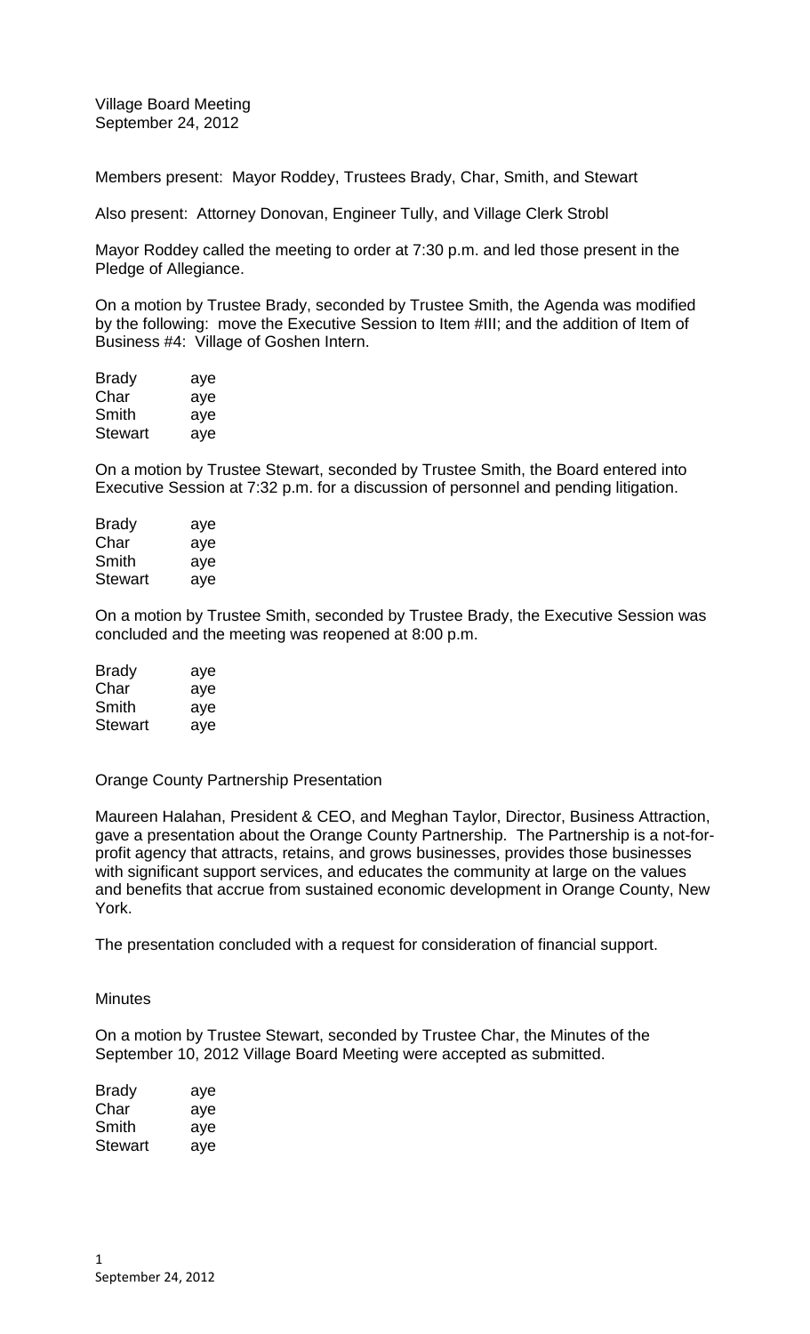Village Board Meeting
September 24, 2012

Members present: Mayor Roddey, Trustees Brady, Char, Smith, and Stewart

Also present: Attorney Donovan, Engineer Tully, and Village Clerk Strobl

Mayor Roddey called the meeting to order at 7:30 p.m. and led those present in the Pledge of Allegiance.

On a motion by Trustee Brady, seconded by Trustee Smith, the Agenda was modified by the following: move the Executive Session to Item #III; and the addition of Item of Business #4: Village of Goshen Intern.

| | |
|---|---|
| Brady | aye |
| Char | aye |
| Smith | aye |
| Stewart | aye |

On a motion by Trustee Stewart, seconded by Trustee Smith, the Board entered into Executive Session at 7:32 p.m. for a discussion of personnel and pending litigation.

| | |
|---|---|
| Brady | aye |
| Char | aye |
| Smith | aye |
| Stewart | aye |

On a motion by Trustee Smith, seconded by Trustee Brady, the Executive Session was concluded and the meeting was reopened at 8:00 p.m.

| | |
|---|---|
| Brady | aye |
| Char | aye |
| Smith | aye |
| Stewart | aye |

Orange County Partnership Presentation

Maureen Halahan, President & CEO, and Meghan Taylor, Director, Business Attraction, gave a presentation about the Orange County Partnership. The Partnership is a not-for-profit agency that attracts, retains, and grows businesses, provides those businesses with significant support services, and educates the community at large on the values and benefits that accrue from sustained economic development in Orange County, New York.

The presentation concluded with a request for consideration of financial support.

Minutes

On a motion by Trustee Stewart, seconded by Trustee Char, the Minutes of the September 10, 2012 Village Board Meeting were accepted as submitted.

| | |
|---|---|
| Brady | aye |
| Char | aye |
| Smith | aye |
| Stewart | aye |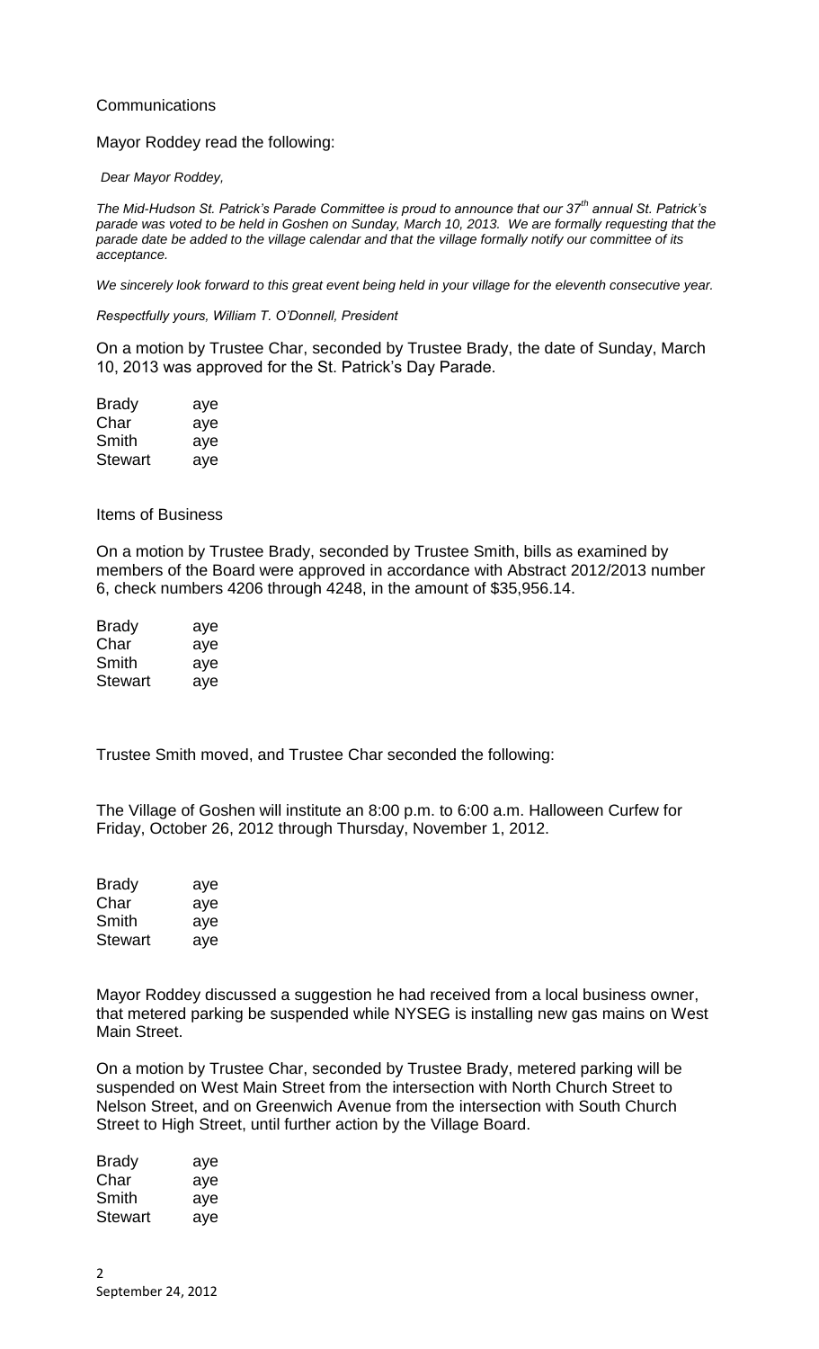Communications

Mayor Roddey read the following:

*Dear Mayor Roddey,*

*The Mid-Hudson St. Patrick's Parade Committee is proud to announce that our 37th annual St. Patrick's parade was voted to be held in Goshen on Sunday, March 10, 2013. We are formally requesting that the parade date be added to the village calendar and that the village formally notify our committee of its acceptance.*

*We sincerely look forward to this great event being held in your village for the eleventh consecutive year.*

*Respectfully yours, William T. O'Donnell, President*

On a motion by Trustee Char, seconded by Trustee Brady, the date of Sunday, March 10, 2013 was approved for the St. Patrick's Day Parade.

| | |
|---|---|
| Brady | aye |
| Char | aye |
| Smith | aye |
| Stewart | aye |

Items of Business

On a motion by Trustee Brady, seconded by Trustee Smith, bills as examined by members of the Board were approved in accordance with Abstract 2012/2013 number 6, check numbers 4206 through 4248, in the amount of $35,956.14.

| | |
|---|---|
| Brady | aye |
| Char | aye |
| Smith | aye |
| Stewart | aye |

Trustee Smith moved, and Trustee Char seconded the following:

The Village of Goshen will institute an 8:00 p.m. to 6:00 a.m. Halloween Curfew for Friday, October 26, 2012 through Thursday, November 1, 2012.

| | |
|---|---|
| Brady | aye |
| Char | aye |
| Smith | aye |
| Stewart | aye |

Mayor Roddey discussed a suggestion he had received from a local business owner, that metered parking be suspended while NYSEG is installing new gas mains on West Main Street.

On a motion by Trustee Char, seconded by Trustee Brady, metered parking will be suspended on West Main Street from the intersection with North Church Street to Nelson Street, and on Greenwich Avenue from the intersection with South Church Street to High Street, until further action by the Village Board.

| | |
|---|---|
| Brady | aye |
| Char | aye |
| Smith | aye |
| Stewart | aye |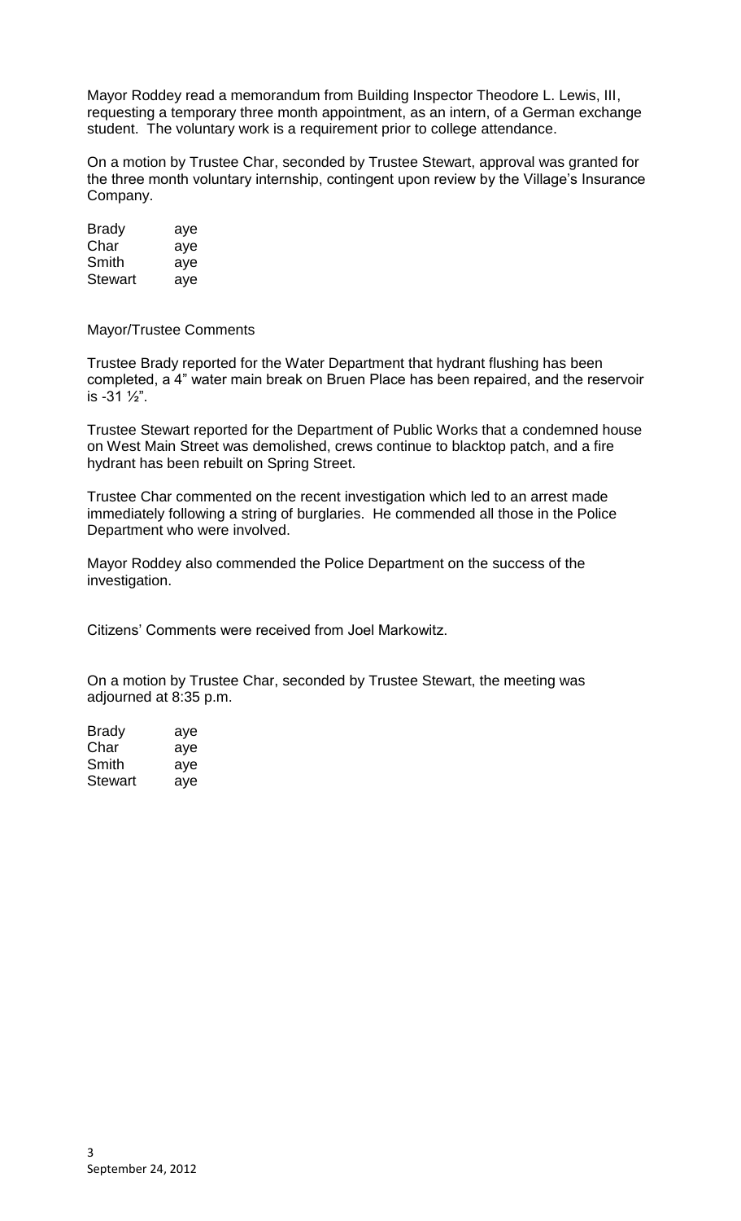Mayor Roddey read a memorandum from Building Inspector Theodore L. Lewis, III, requesting a temporary three month appointment, as an intern, of a German exchange student. The voluntary work is a requirement prior to college attendance.

On a motion by Trustee Char, seconded by Trustee Stewart, approval was granted for the three month voluntary internship, contingent upon review by the Village's Insurance Company.

| | |
|---|---|
| Brady | aye |
| Char | aye |
| Smith | aye |
| Stewart | aye |

Mayor/Trustee Comments

Trustee Brady reported for the Water Department that hydrant flushing has been completed, a 4" water main break on Bruen Place has been repaired, and the reservoir is -31 ½".

Trustee Stewart reported for the Department of Public Works that a condemned house on West Main Street was demolished, crews continue to blacktop patch, and a fire hydrant has been rebuilt on Spring Street.

Trustee Char commented on the recent investigation which led to an arrest made immediately following a string of burglaries. He commended all those in the Police Department who were involved.

Mayor Roddey also commended the Police Department on the success of the investigation.

Citizens' Comments were received from Joel Markowitz.

On a motion by Trustee Char, seconded by Trustee Stewart, the meeting was adjourned at 8:35 p.m.

| | |
|---|---|
| Brady | aye |
| Char | aye |
| Smith | aye |
| Stewart | aye |